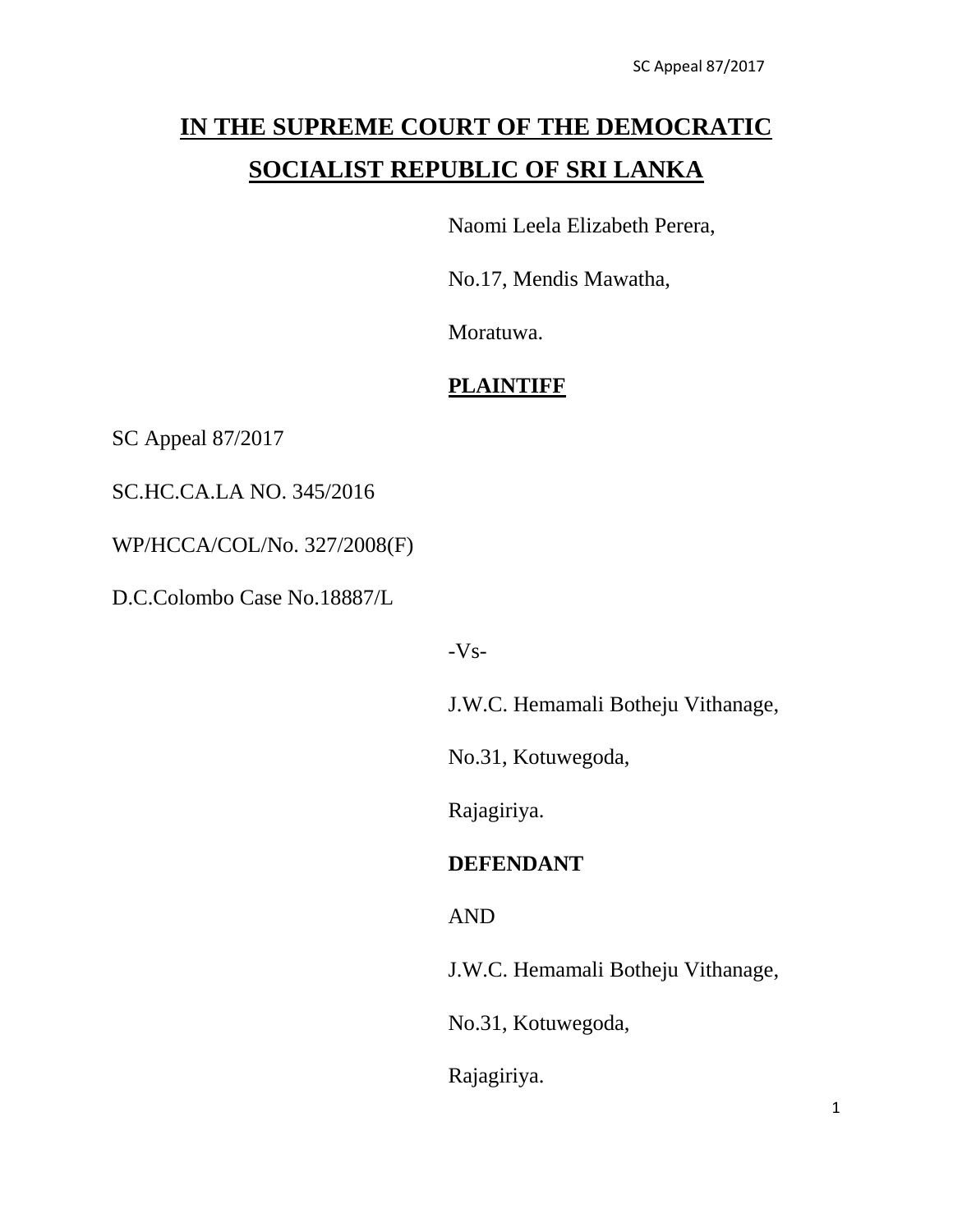# IN THE SUPREME COURT OF THE DEMOCRATIC SOCIALIST REPUBLIC OF SRI LANKA

Naomi Leela Elizabeth Perera,

No.17, Mendis Mawatha,

Moratuwa.

**PLAINTIFF**

SC Appeal 87/2017

SC.HC.CA.LA NO. 345/2016

WP/HCCA/COL/No. 327/2008(F)

D.C.Colombo Case No.18887/L

-Vs-

J.W.C. Hemamali Botheju Vithanage,

No.31, Kotuwegoda,

Rajagiriya.

**DEFENDANT**

AND

J.W.C. Hemamali Botheju Vithanage,

No.31, Kotuwegoda,

Rajagiriya.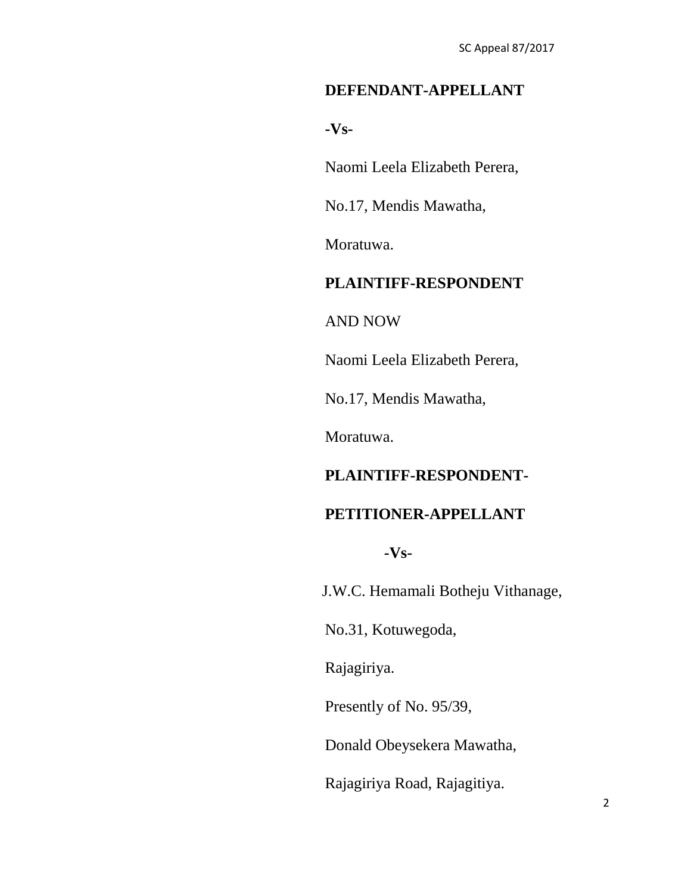**DEFENDANT-APPELLANT**

**-Vs-**

Naomi Leela Elizabeth Perera,

No.17, Mendis Mawatha,

Moratuwa.

**PLAINTIFF-RESPONDENT**

AND NOW

Naomi Leela Elizabeth Perera,

No.17, Mendis Mawatha,

Moratuwa.

**PLAINTIFF-RESPONDENT-**

**PETITIONER-APPELLANT**

**-Vs-**

J.W.C. Hemamali Botheju Vithanage,

No.31, Kotuwegoda,

Rajagiriya.

Presently of No. 95/39,

Donald Obeysekera Mawatha,

Rajagiriya Road, Rajagitiya.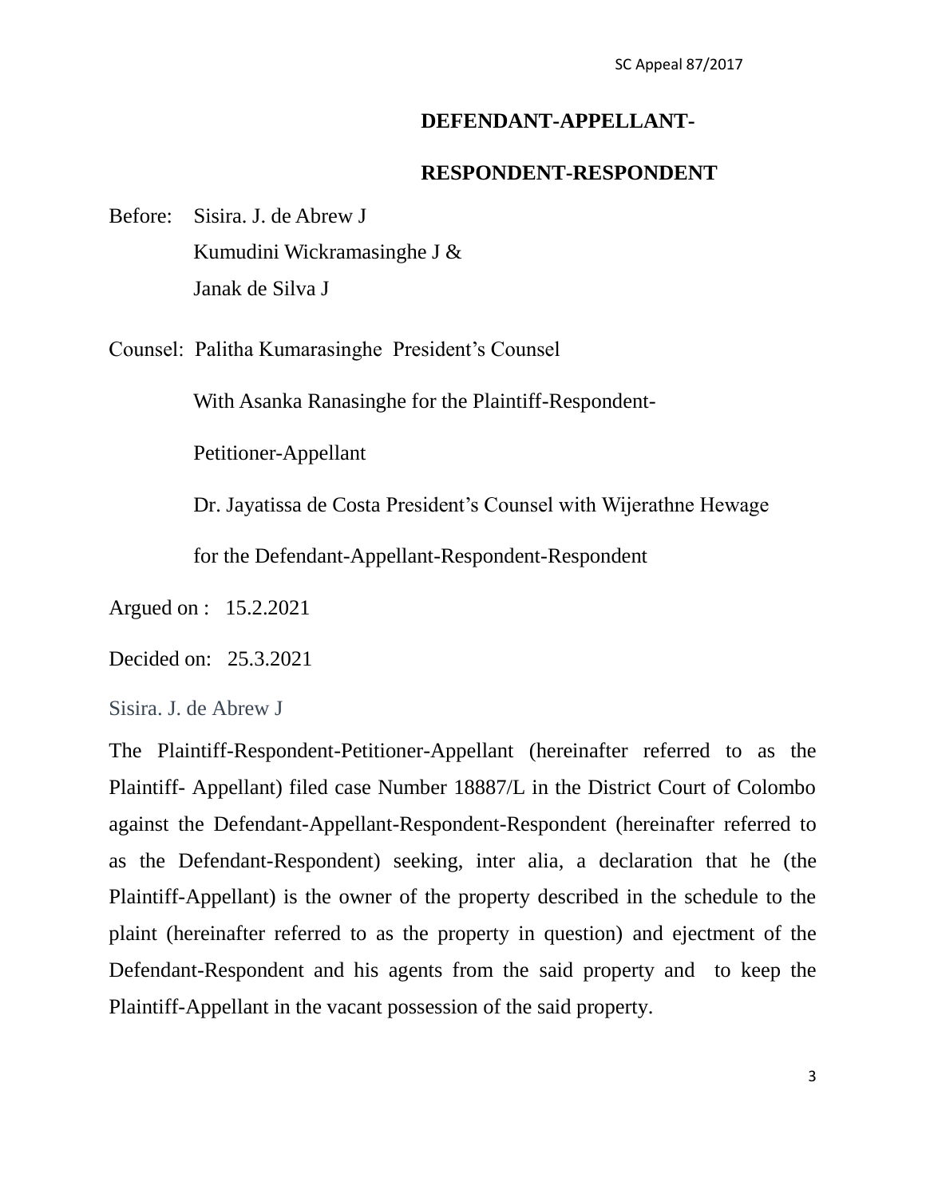**DEFENDANT-APPELLANT-**

**RESPONDENT-RESPONDENT**

Before: Sisira. J. de Abrew J
Kumudini Wickramasinghe J &
Janak de Silva J

Counsel: Palitha Kumarasinghe President's Counsel

With Asanka Ranasinghe for the Plaintiff-Respondent-

Petitioner-Appellant

Dr. Jayatissa de Costa President's Counsel with Wijerathne Hewage

for the Defendant-Appellant-Respondent-Respondent

Argued on : 15.2.2021

Decided on: 25.3.2021

Sisira. J. de Abrew J

The Plaintiff-Respondent-Petitioner-Appellant (hereinafter referred to as the Plaintiff- Appellant) filed case Number 18887/L in the District Court of Colombo against the Defendant-Appellant-Respondent-Respondent (hereinafter referred to as the Defendant-Respondent) seeking, inter alia, a declaration that he (the Plaintiff-Appellant) is the owner of the property described in the schedule to the plaint (hereinafter referred to as the property in question) and ejectment of the Defendant-Respondent and his agents from the said property and to keep the Plaintiff-Appellant in the vacant possession of the said property.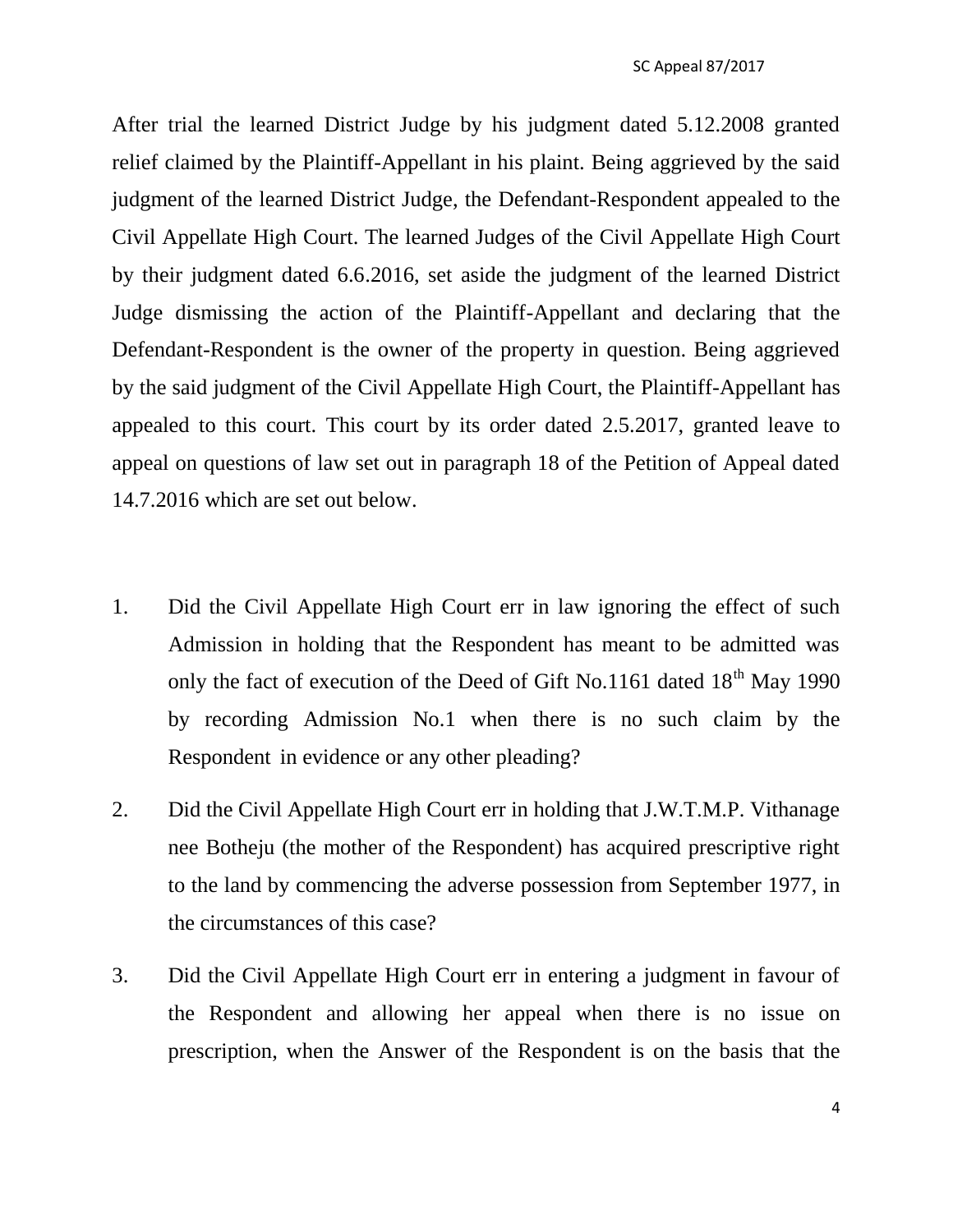After trial the learned District Judge by his judgment dated 5.12.2008 granted relief claimed by the Plaintiff-Appellant in his plaint. Being aggrieved by the said judgment of the learned District Judge, the Defendant-Respondent appealed to the Civil Appellate High Court. The learned Judges of the Civil Appellate High Court by their judgment dated 6.6.2016, set aside the judgment of the learned District Judge dismissing the action of the Plaintiff-Appellant and declaring that the Defendant-Respondent is the owner of the property in question. Being aggrieved by the said judgment of the Civil Appellate High Court, the Plaintiff-Appellant has appealed to this court. This court by its order dated 2.5.2017, granted leave to appeal on questions of law set out in paragraph 18 of the Petition of Appeal dated 14.7.2016 which are set out below.

1. Did the Civil Appellate High Court err in law ignoring the effect of such Admission in holding that the Respondent has meant to be admitted was only the fact of execution of the Deed of Gift No.1161 dated 18th May 1990 by recording Admission No.1 when there is no such claim by the Respondent in evidence or any other pleading?

2. Did the Civil Appellate High Court err in holding that J.W.T.M.P. Vithanage nee Botheju (the mother of the Respondent) has acquired prescriptive right to the land by commencing the adverse possession from September 1977, in the circumstances of this case?

3. Did the Civil Appellate High Court err in entering a judgment in favour of the Respondent and allowing her appeal when there is no issue on prescription, when the Answer of the Respondent is on the basis that the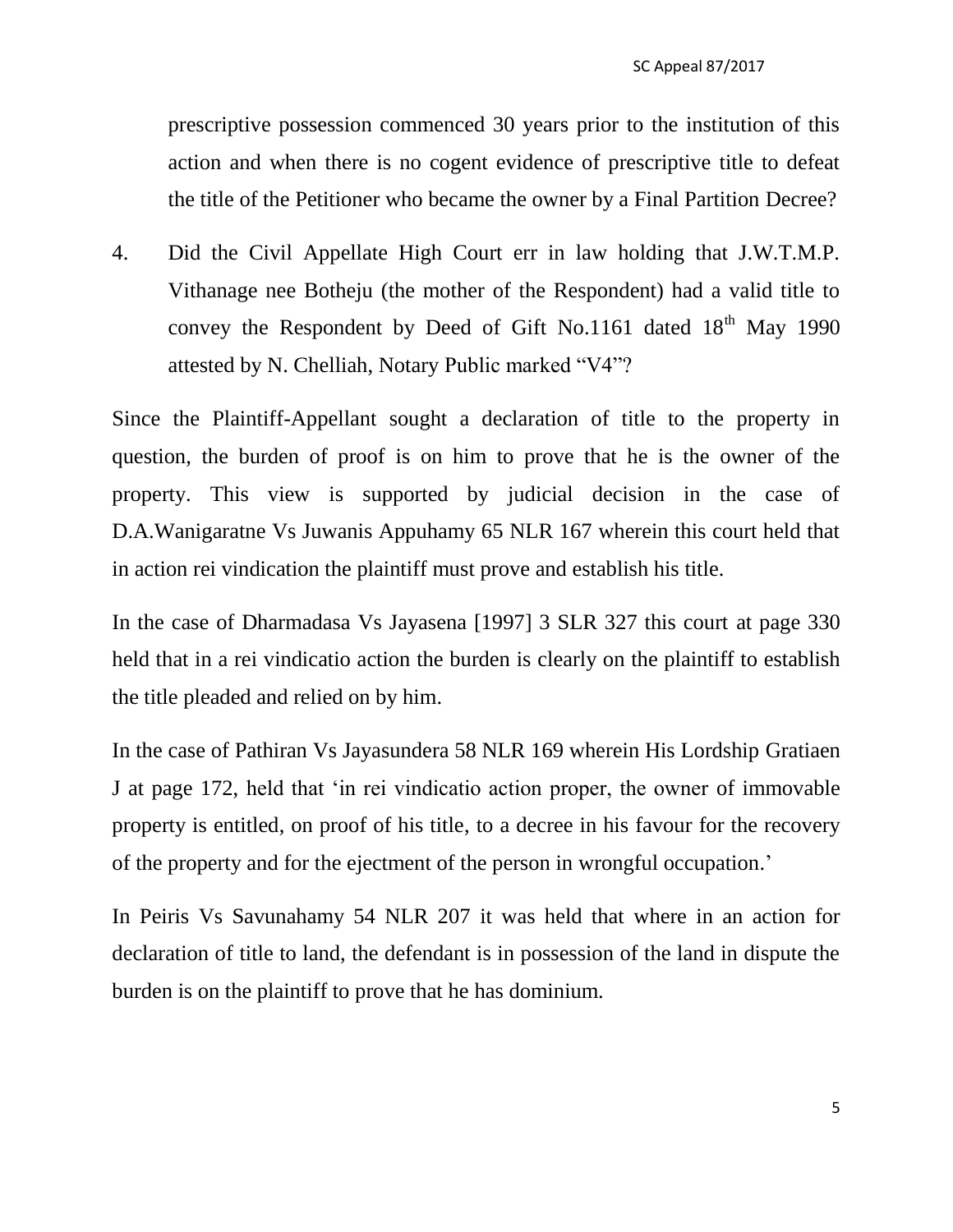prescriptive possession commenced 30 years prior to the institution of this action and when there is no cogent evidence of prescriptive title to defeat the title of the Petitioner who became the owner by a Final Partition Decree?

4. Did the Civil Appellate High Court err in law holding that J.W.T.M.P. Vithanage nee Botheju (the mother of the Respondent) had a valid title to convey the Respondent by Deed of Gift No.1161 dated 18th May 1990 attested by N. Chelliah, Notary Public marked "V4"?

Since the Plaintiff-Appellant sought a declaration of title to the property in question, the burden of proof is on him to prove that he is the owner of the property. This view is supported by judicial decision in the case of D.A.Wanigaratne Vs Juwanis Appuhamy 65 NLR 167 wherein this court held that in action rei vindication the plaintiff must prove and establish his title.

In the case of Dharmadasa Vs Jayasena [1997] 3 SLR 327 this court at page 330 held that in a rei vindicatio action the burden is clearly on the plaintiff to establish the title pleaded and relied on by him.

In the case of Pathiran Vs Jayasundera 58 NLR 169 wherein His Lordship Gratiaen J at page 172, held that 'in rei vindicatio action proper, the owner of immovable property is entitled, on proof of his title, to a decree in his favour for the recovery of the property and for the ejectment of the person in wrongful occupation.'

In Peiris Vs Savunahamy 54 NLR 207 it was held that where in an action for declaration of title to land, the defendant is in possession of the land in dispute the burden is on the plaintiff to prove that he has dominium.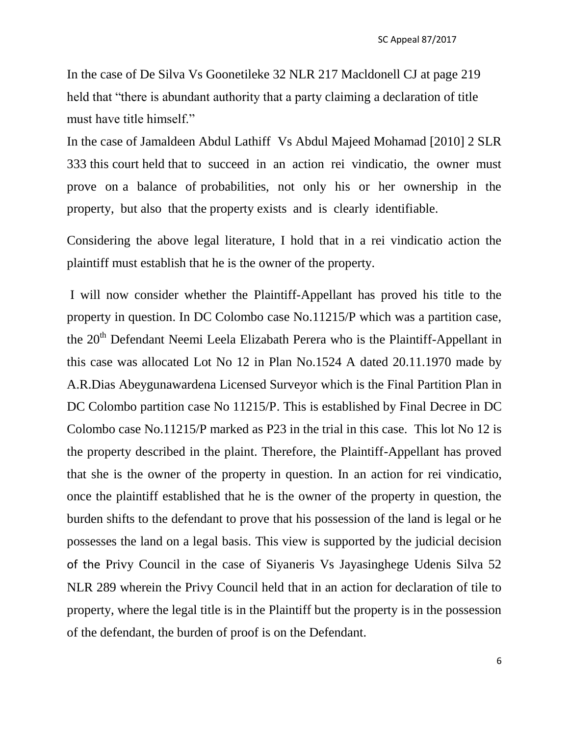In the case of De Silva Vs Goonetileke 32 NLR 217 Macldonell CJ at page 219 held that "there is abundant authority that a party claiming a declaration of title must have title himself."

In the case of Jamaldeen Abdul Lathiff Vs Abdul Majeed Mohamad [2010] 2 SLR 333 this court held that to succeed in an action rei vindicatio, the owner must prove on a balance of probabilities, not only his or her ownership in the property, but also that the property exists and is clearly identifiable.

Considering the above legal literature, I hold that in a rei vindicatio action the plaintiff must establish that he is the owner of the property.

I will now consider whether the Plaintiff-Appellant has proved his title to the property in question. In DC Colombo case No.11215/P which was a partition case, the 20th Defendant Neemi Leela Elizabath Perera who is the Plaintiff-Appellant in this case was allocated Lot No 12 in Plan No.1524 A dated 20.11.1970 made by A.R.Dias Abeygunawardena Licensed Surveyor which is the Final Partition Plan in DC Colombo partition case No 11215/P. This is established by Final Decree in DC Colombo case No.11215/P marked as P23 in the trial in this case. This lot No 12 is the property described in the plaint. Therefore, the Plaintiff-Appellant has proved that she is the owner of the property in question. In an action for rei vindicatio, once the plaintiff established that he is the owner of the property in question, the burden shifts to the defendant to prove that his possession of the land is legal or he possesses the land on a legal basis. This view is supported by the judicial decision of the Privy Council in the case of Siyaneris Vs Jayasinghege Udenis Silva 52 NLR 289 wherein the Privy Council held that in an action for declaration of tile to property, where the legal title is in the Plaintiff but the property is in the possession of the defendant, the burden of proof is on the Defendant.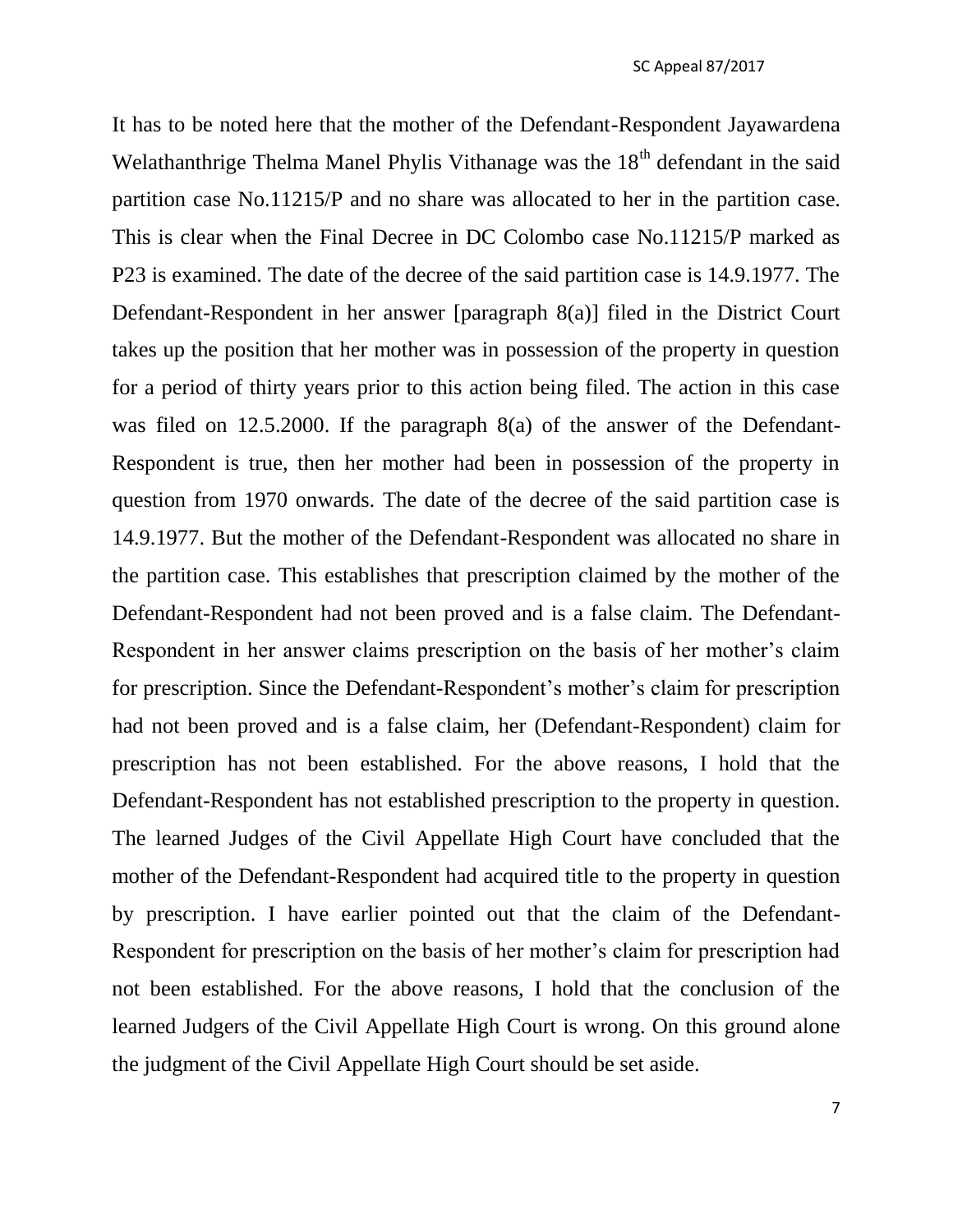It has to be noted here that the mother of the Defendant-Respondent Jayawardena Welathanthrige Thelma Manel Phylis Vithanage was the 18th defendant in the said partition case No.11215/P and no share was allocated to her in the partition case. This is clear when the Final Decree in DC Colombo case No.11215/P marked as P23 is examined. The date of the decree of the said partition case is 14.9.1977. The Defendant-Respondent in her answer [paragraph 8(a)] filed in the District Court takes up the position that her mother was in possession of the property in question for a period of thirty years prior to this action being filed. The action in this case was filed on 12.5.2000. If the paragraph 8(a) of the answer of the Defendant-Respondent is true, then her mother had been in possession of the property in question from 1970 onwards. The date of the decree of the said partition case is 14.9.1977. But the mother of the Defendant-Respondent was allocated no share in the partition case. This establishes that prescription claimed by the mother of the Defendant-Respondent had not been proved and is a false claim. The Defendant-Respondent in her answer claims prescription on the basis of her mother's claim for prescription. Since the Defendant-Respondent's mother's claim for prescription had not been proved and is a false claim, her (Defendant-Respondent) claim for prescription has not been established. For the above reasons, I hold that the Defendant-Respondent has not established prescription to the property in question. The learned Judges of the Civil Appellate High Court have concluded that the mother of the Defendant-Respondent had acquired title to the property in question by prescription. I have earlier pointed out that the claim of the Defendant-Respondent for prescription on the basis of her mother's claim for prescription had not been established. For the above reasons, I hold that the conclusion of the learned Judgers of the Civil Appellate High Court is wrong. On this ground alone the judgment of the Civil Appellate High Court should be set aside.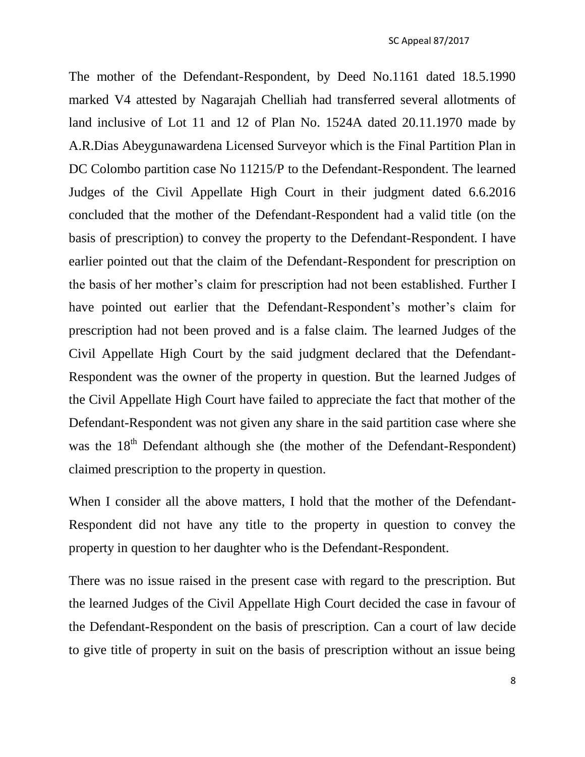The mother of the Defendant-Respondent, by Deed No.1161 dated 18.5.1990 marked V4 attested by Nagarajah Chelliah had transferred several allotments of land inclusive of Lot 11 and 12 of Plan No. 1524A dated 20.11.1970 made by A.R.Dias Abeygunawardena Licensed Surveyor which is the Final Partition Plan in DC Colombo partition case No 11215/P to the Defendant-Respondent. The learned Judges of the Civil Appellate High Court in their judgment dated 6.6.2016 concluded that the mother of the Defendant-Respondent had a valid title (on the basis of prescription) to convey the property to the Defendant-Respondent. I have earlier pointed out that the claim of the Defendant-Respondent for prescription on the basis of her mother's claim for prescription had not been established. Further I have pointed out earlier that the Defendant-Respondent's mother's claim for prescription had not been proved and is a false claim. The learned Judges of the Civil Appellate High Court by the said judgment declared that the Defendant-Respondent was the owner of the property in question. But the learned Judges of the Civil Appellate High Court have failed to appreciate the fact that mother of the Defendant-Respondent was not given any share in the said partition case where she was the 18th Defendant although she (the mother of the Defendant-Respondent) claimed prescription to the property in question.

When I consider all the above matters, I hold that the mother of the Defendant-Respondent did not have any title to the property in question to convey the property in question to her daughter who is the Defendant-Respondent.

There was no issue raised in the present case with regard to the prescription. But the learned Judges of the Civil Appellate High Court decided the case in favour of the Defendant-Respondent on the basis of prescription. Can a court of law decide to give title of property in suit on the basis of prescription without an issue being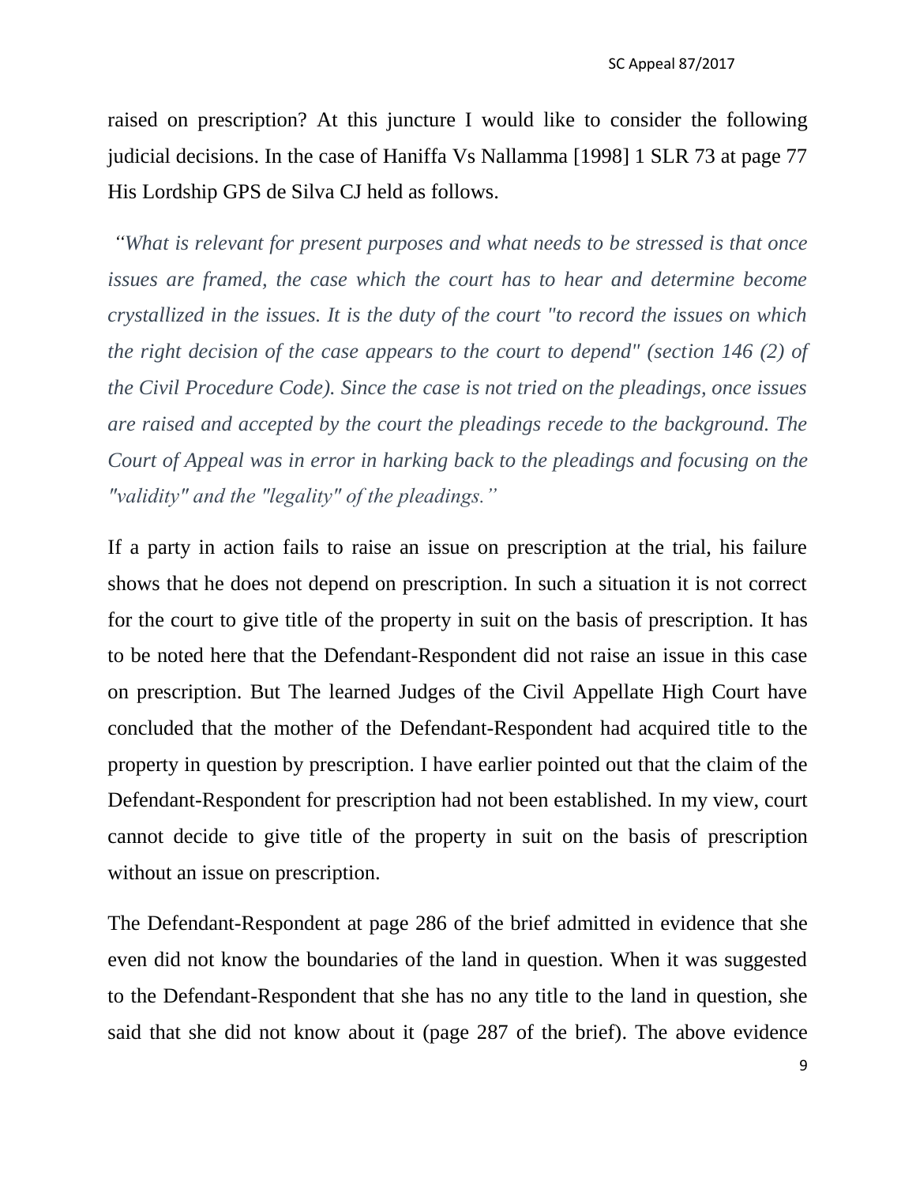raised on prescription? At this juncture I would like to consider the following judicial decisions. In the case of Haniffa Vs Nallamma [1998] 1 SLR 73 at page 77 His Lordship GPS de Silva CJ held as follows.

*"What is relevant for present purposes and what needs to be stressed is that once issues are framed, the case which the court has to hear and determine become crystallized in the issues. It is the duty of the court "to record the issues on which the right decision of the case appears to the court to depend" (section 146 (2) of the Civil Procedure Code). Since the case is not tried on the pleadings, once issues are raised and accepted by the court the pleadings recede to the background. The Court of Appeal was in error in harking back to the pleadings and focusing on the "validity" and the "legality" of the pleadings."*

If a party in action fails to raise an issue on prescription at the trial, his failure shows that he does not depend on prescription. In such a situation it is not correct for the court to give title of the property in suit on the basis of prescription. It has to be noted here that the Defendant-Respondent did not raise an issue in this case on prescription. But The learned Judges of the Civil Appellate High Court have concluded that the mother of the Defendant-Respondent had acquired title to the property in question by prescription. I have earlier pointed out that the claim of the Defendant-Respondent for prescription had not been established. In my view, court cannot decide to give title of the property in suit on the basis of prescription without an issue on prescription.

The Defendant-Respondent at page 286 of the brief admitted in evidence that she even did not know the boundaries of the land in question. When it was suggested to the Defendant-Respondent that she has no any title to the land in question, she said that she did not know about it (page 287 of the brief). The above evidence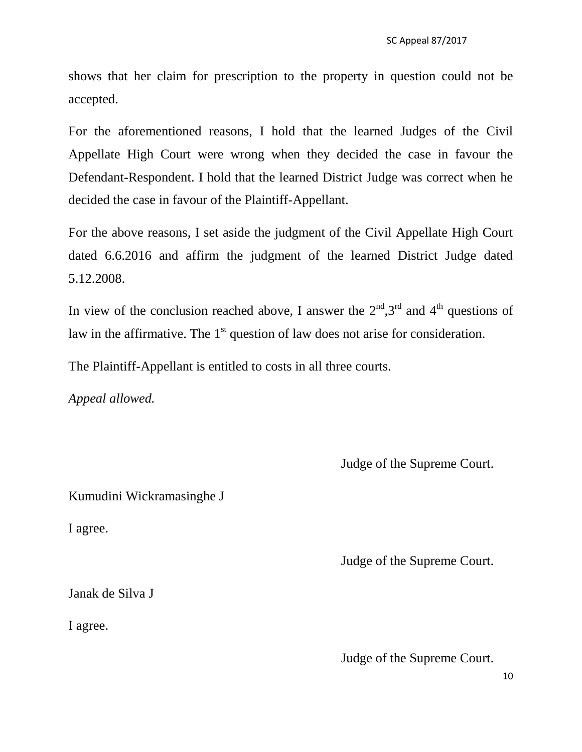shows that her claim for prescription to the property in question could not be accepted.

For the aforementioned reasons, I hold that the learned Judges of the Civil Appellate High Court were wrong when they decided the case in favour the Defendant-Respondent. I hold that the learned District Judge was correct when he decided the case in favour of the Plaintiff-Appellant.

For the above reasons, I set aside the judgment of the Civil Appellate High Court dated 6.6.2016 and affirm the judgment of the learned District Judge dated 5.12.2008.

In view of the conclusion reached above, I answer the 2nd,3rd and 4th questions of law in the affirmative. The 1st question of law does not arise for consideration.

The Plaintiff-Appellant is entitled to costs in all three courts.

*Appeal allowed.*

Judge of the Supreme Court.

Kumudini Wickramasinghe J

I agree.

Judge of the Supreme Court.

Janak de Silva J

I agree.

Judge of the Supreme Court.